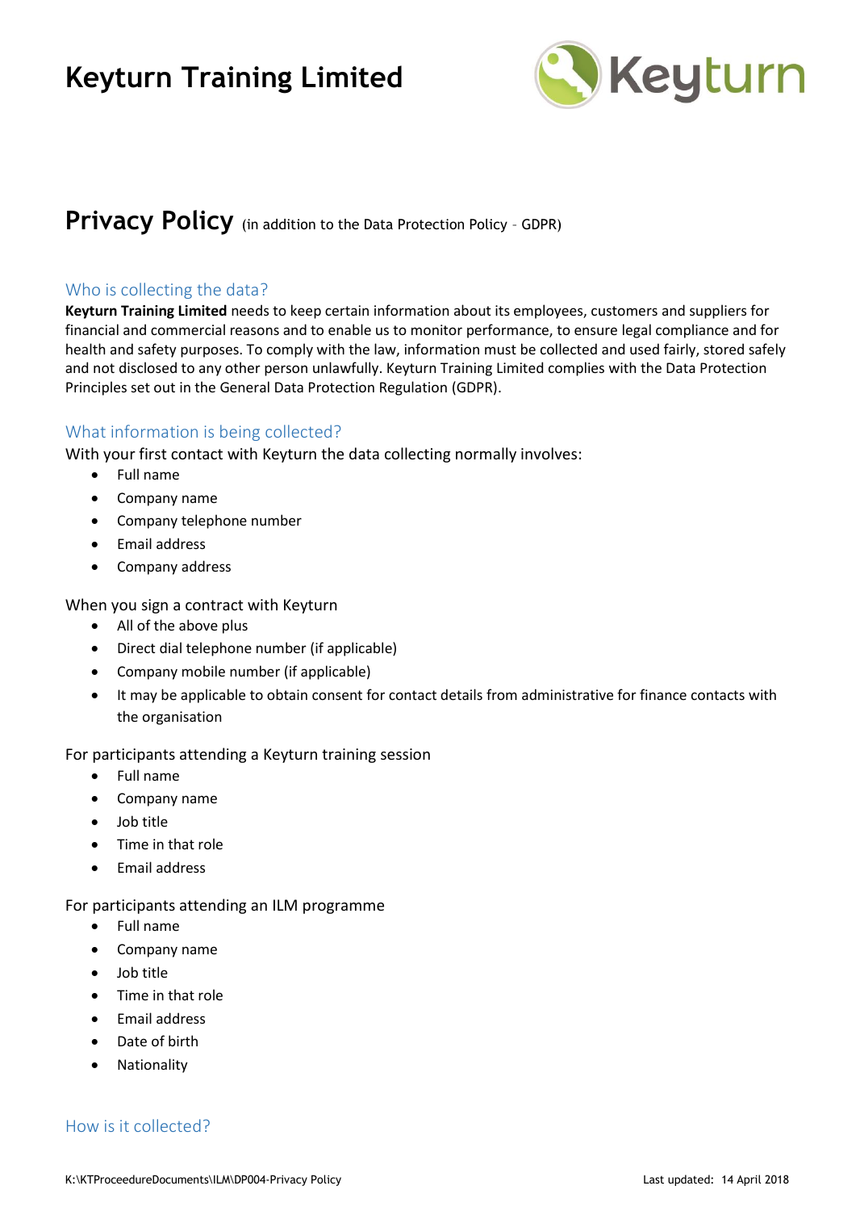# Keyturn Training Limited

## Privacy Policy (in addition to the Data Protection Policy - GDPR)

### Who is collecting the data?

**Keyturn Training Limited** needs to keep certain information about its employees, customers and suppliers for financial and commercial reasons and to enable us to monitor performance, to ensure legal compliance and for health and safety purposes. To comply with the law, information must be collected and used fairly, stored safely and not disclosed to any other person unlawfully. Keyturn Training Limited complies with the Data Protection Principles set out in the General Data Protection Regulation (GDPR).

### What information is being collected?

With your first contact with Keyturn the data collecting normally involves:

- Full name
- Company name
- Company telephone number
- Email address
- Company address

When you sign a contract with Keyturn

- All of the above plus
- Direct dial telephone number (if applicable)
- Company mobile number (if applicable)
- It may be applicable to obtain consent for contact details from administrative for finance contacts with the organisation

For participants attending a Keyturn training session

- Full name
- Company name
- Job title
- Time in that role
- Email address

For participants attending an ILM programme

- Full name
- Company name
- Job title
- Time in that role
- Email address
- Date of birth
- Nationality

### How is it collected?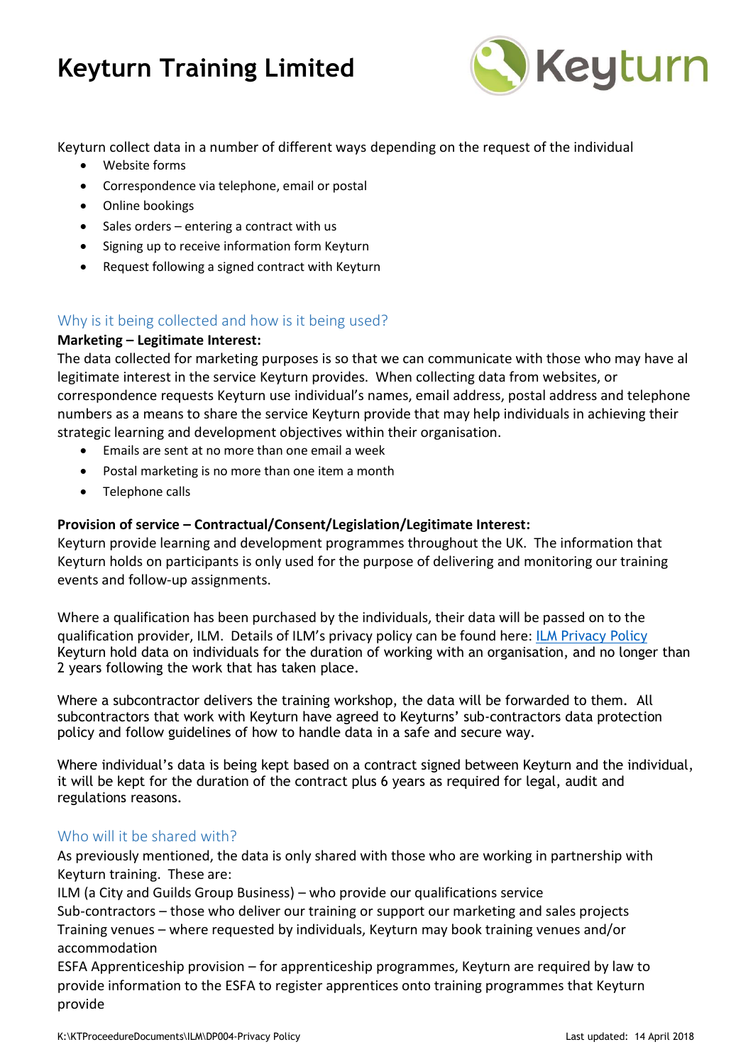# Keyturn Training Limited

Keyturn collect data in a number of different ways depending on the request of the individual

- Website forms
- Correspondence via telephone, email or postal
- Online bookings
- Sales orders – entering a contract with us
- Signing up to receive information form Keyturn
- Request following a signed contract with Keyturn

## Why is it being collected and how is it being used?

**Marketing – Legitimate Interest:**

The data collected for marketing purposes is so that we can communicate with those who may have al legitimate interest in the service Keyturn provides. When collecting data from websites, or correspondence requests Keyturn use individual's names, email address, postal address and telephone numbers as a means to share the service Keyturn provide that may help individuals in achieving their strategic learning and development objectives within their organisation.

- Emails are sent at no more than one email a week
- Postal marketing is no more than one item a month
- Telephone calls

**Provision of service – Contractual/Consent/Legislation/Legitimate Interest:**

Keyturn provide learning and development programmes throughout the UK. The information that Keyturn holds on participants is only used for the purpose of delivering and monitoring our training events and follow-up assignments.

Where a qualification has been purchased by the individuals, their data will be passed on to the qualification provider, ILM. Details of ILM's privacy policy can be found here: ILM Privacy Policy
Keyturn hold data on individuals for the duration of working with an organisation, and no longer than 2 years following the work that has taken place.

Where a subcontractor delivers the training workshop, the data will be forwarded to them. All subcontractors that work with Keyturn have agreed to Keyturns' sub-contractors data protection policy and follow guidelines of how to handle data in a safe and secure way.

Where individual's data is being kept based on a contract signed between Keyturn and the individual, it will be kept for the duration of the contract plus 6 years as required for legal, audit and regulations reasons.

## Who will it be shared with?

As previously mentioned, the data is only shared with those who are working in partnership with Keyturn training. These are:
ILM (a City and Guilds Group Business) – who provide our qualifications service
Sub-contractors – those who deliver our training or support our marketing and sales projects
Training venues – where requested by individuals, Keyturn may book training venues and/or accommodation
ESFA Apprenticeship provision – for apprenticeship programmes, Keyturn are required by law to provide information to the ESFA to register apprentices onto training programmes that Keyturn provide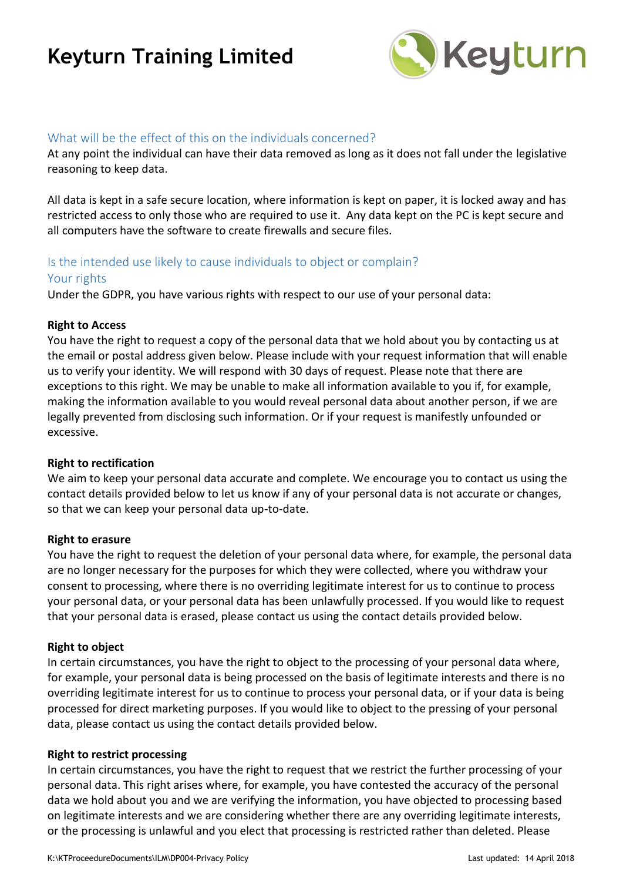## What will be the effect of this on the individuals concerned?

At any point the individual can have their data removed as long as it does not fall under the legislative reasoning to keep data.

All data is kept in a safe secure location, where information is kept on paper, it is locked away and has restricted access to only those who are required to use it. Any data kept on the PC is kept secure and all computers have the software to create firewalls and secure files.

## Is the intended use likely to cause individuals to object or complain?

## Your rights

Under the GDPR, you have various rights with respect to our use of your personal data:

**Right to Access**

You have the right to request a copy of the personal data that we hold about you by contacting us at the email or postal address given below. Please include with your request information that will enable us to verify your identity. We will respond with 30 days of request. Please note that there are exceptions to this right. We may be unable to make all information available to you if, for example, making the information available to you would reveal personal data about another person, if we are legally prevented from disclosing such information. Or if your request is manifestly unfounded or excessive.

**Right to rectification**

We aim to keep your personal data accurate and complete. We encourage you to contact us using the contact details provided below to let us know if any of your personal data is not accurate or changes, so that we can keep your personal data up-to-date.

**Right to erasure**

You have the right to request the deletion of your personal data where, for example, the personal data are no longer necessary for the purposes for which they were collected, where you withdraw your consent to processing, where there is no overriding legitimate interest for us to continue to process your personal data, or your personal data has been unlawfully processed. If you would like to request that your personal data is erased, please contact us using the contact details provided below.

**Right to object**

In certain circumstances, you have the right to object to the processing of your personal data where, for example, your personal data is being processed on the basis of legitimate interests and there is no overriding legitimate interest for us to continue to process your personal data, or if your data is being processed for direct marketing purposes. If you would like to object to the pressing of your personal data, please contact us using the contact details provided below.

**Right to restrict processing**

In certain circumstances, you have the right to request that we restrict the further processing of your personal data. This right arises where, for example, you have contested the accuracy of the personal data we hold about you and we are verifying the information, you have objected to processing based on legitimate interests and we are considering whether there are any overriding legitimate interests, or the processing is unlawful and you elect that processing is restricted rather than deleted. Please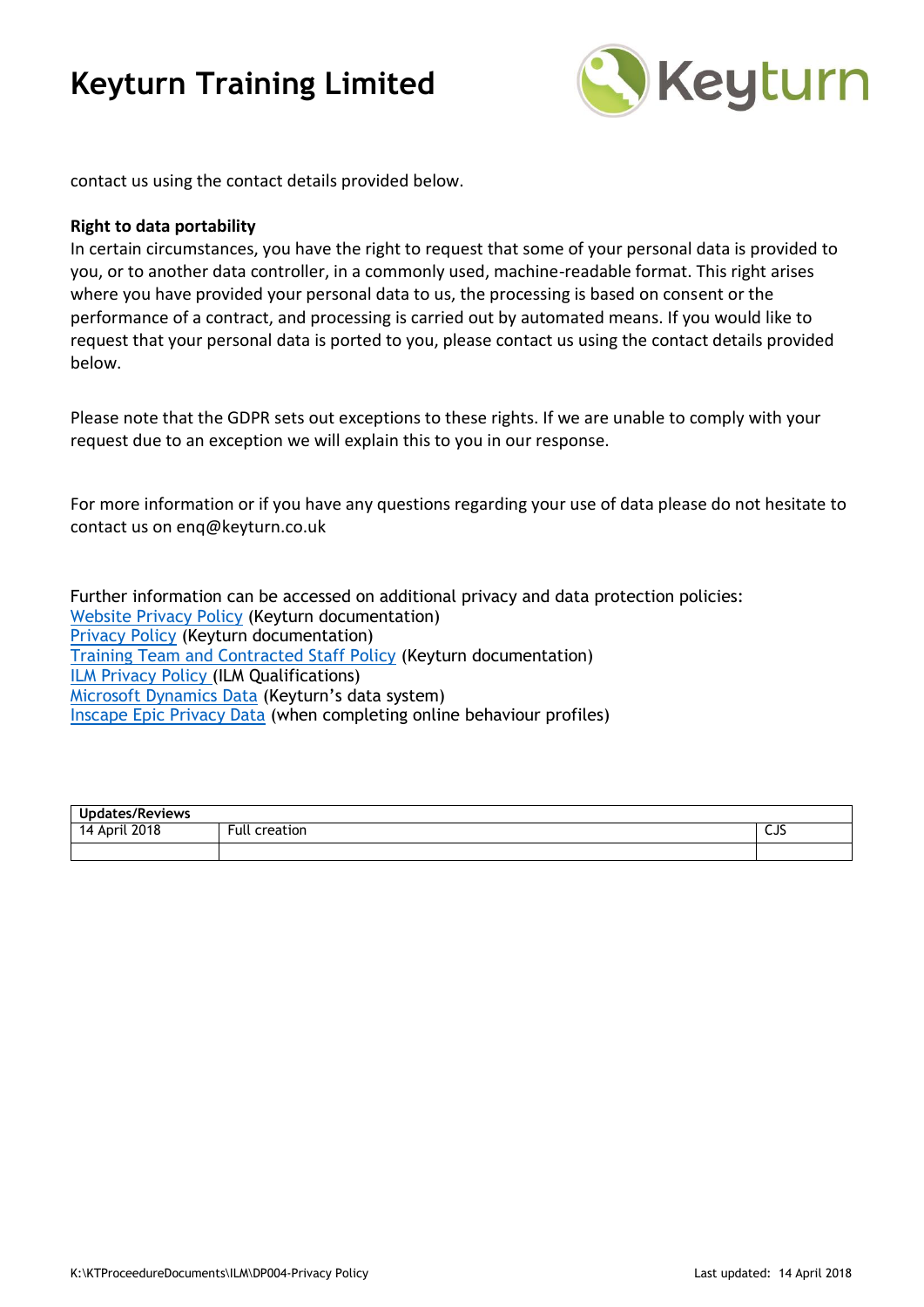contact us using the contact details provided below.

**Right to data portability**
In certain circumstances, you have the right to request that some of your personal data is provided to you, or to another data controller, in a commonly used, machine-readable format. This right arises where you have provided your personal data to us, the processing is based on consent or the performance of a contract, and processing is carried out by automated means. If you would like to request that your personal data is ported to you, please contact us using the contact details provided below.

Please note that the GDPR sets out exceptions to these rights. If we are unable to comply with your request due to an exception we will explain this to you in our response.

For more information or if you have any questions regarding your use of data please do not hesitate to contact us on enq@keyturn.co.uk

Further information can be accessed on additional privacy and data protection policies:
Website Privacy Policy (Keyturn documentation)
Privacy Policy (Keyturn documentation)
Training Team and Contracted Staff Policy (Keyturn documentation)
ILM Privacy Policy (ILM Qualifications)
Microsoft Dynamics Data (Keyturn's data system)
Inscape Epic Privacy Data (when completing online behaviour profiles)

| **Updates/Reviews** | | |
|---|---|---|
| 14 April 2018 | Full creation | CJS |
| | | |